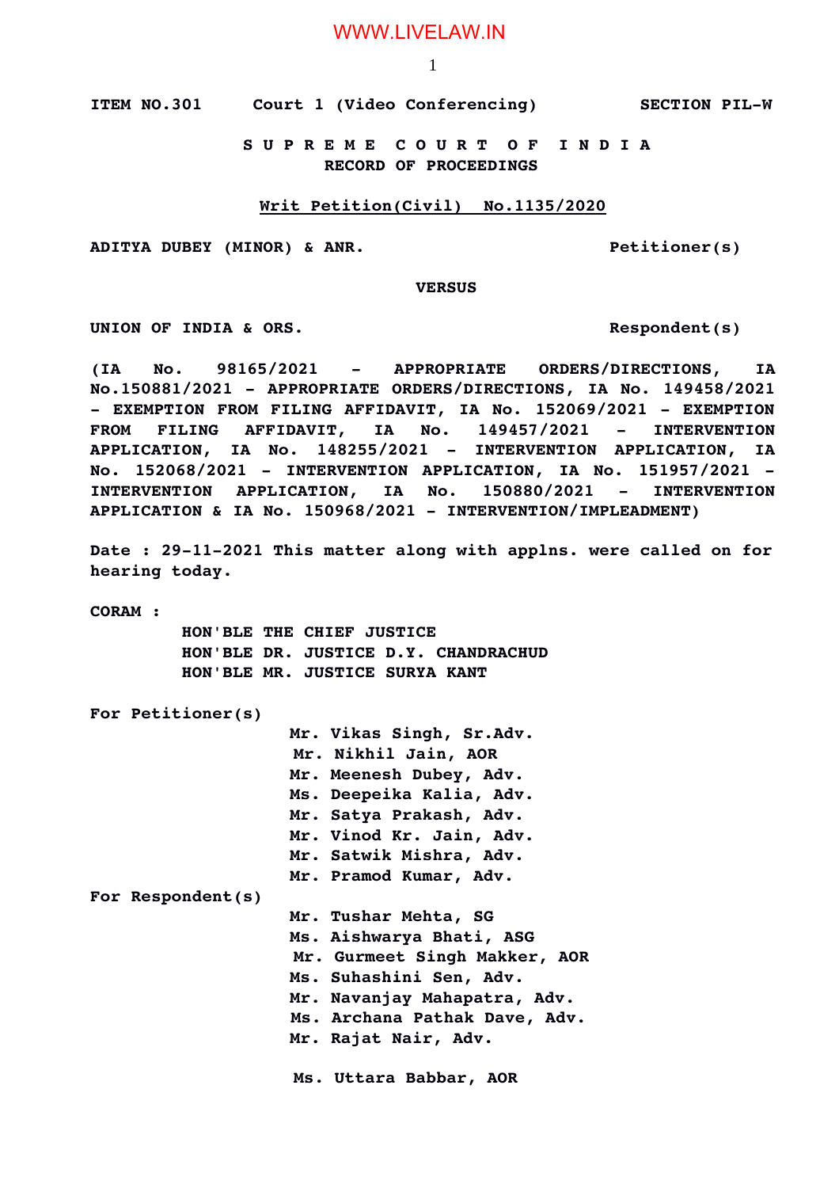**ITEM NO.301 Court 1 (Video Conferencing) SECTION PIL-W**

**S U P R E M E C O U R T O F I N D I A**
**RECORD OF PROCEEDINGS**

**Writ Petition(Civil) No.1135/2020**

**ADITYA DUBEY (MINOR) & ANR. Petitioner(s)**

**VERSUS**

**UNION OF INDIA & ORS. Respondent(s)**

**(IA No. 98165/2021 - APPROPRIATE ORDERS/DIRECTIONS, IA No.150881/2021 - APPROPRIATE ORDERS/DIRECTIONS, IA No. 149458/2021 - EXEMPTION FROM FILING AFFIDAVIT, IA No. 152069/2021 - EXEMPTION FROM FILING AFFIDAVIT, IA No. 149457/2021 - INTERVENTION APPLICATION, IA No. 148255/2021 - INTERVENTION APPLICATION, IA No. 152068/2021 - INTERVENTION APPLICATION, IA No. 151957/2021 - INTERVENTION APPLICATION, IA No. 150880/2021 - INTERVENTION APPLICATION & IA No. 150968/2021 - INTERVENTION/IMPLEADMENT)**

**Date : 29-11-2021 This matter along with applns. were called on for hearing today.**

**CORAM :**
**HON'BLE THE CHIEF JUSTICE**
**HON'BLE DR. JUSTICE D.Y. CHANDRACHUD**
**HON'BLE MR. JUSTICE SURYA KANT**

**For Petitioner(s)**
**Mr. Vikas Singh, Sr.Adv.**
**Mr. Nikhil Jain, AOR**
**Mr. Meenesh Dubey, Adv.**
**Ms. Deepeika Kalia, Adv.**
**Mr. Satya Prakash, Adv.**
**Mr. Vinod Kr. Jain, Adv.**
**Mr. Satwik Mishra, Adv.**
**Mr. Pramod Kumar, Adv.**

**For Respondent(s)**
**Mr. Tushar Mehta, SG**
**Ms. Aishwarya Bhati, ASG**
**Mr. Gurmeet Singh Makker, AOR**
**Ms. Suhashini Sen, Adv.**
**Mr. Navanjay Mahapatra, Adv.**
**Ms. Archana Pathak Dave, Adv.**
**Mr. Rajat Nair, Adv.**

**Ms. Uttara Babbar, AOR**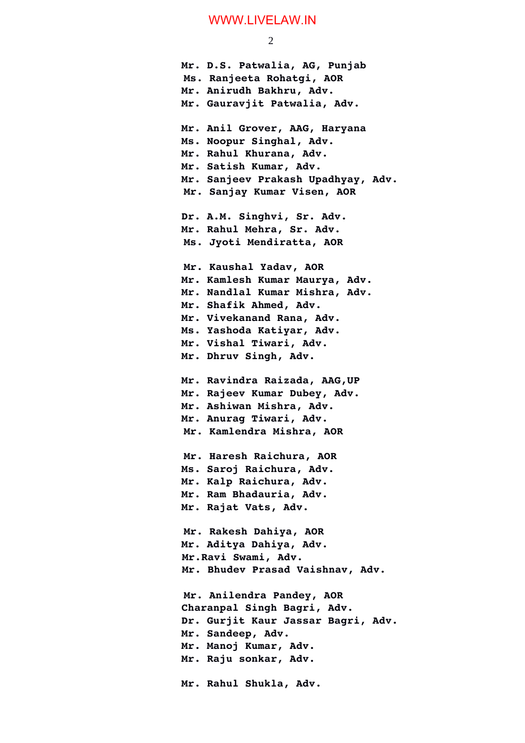Mr. D.S. Patwalia, AG, Punjab
Ms. Ranjeeta Rohatgi, AOR
Mr. Anirudh Bakhru, Adv.
Mr. Gauravjit Patwalia, Adv.

Mr. Anil Grover, AAG, Haryana
Ms. Noopur Singhal, Adv.
Mr. Rahul Khurana, Adv.
Mr. Satish Kumar, Adv.
Mr. Sanjeev Prakash Upadhyay, Adv.
Mr. Sanjay Kumar Visen, AOR

Dr. A.M. Singhvi, Sr. Adv.
Mr. Rahul Mehra, Sr. Adv.
Ms. Jyoti Mendiratta, AOR

Mr. Kaushal Yadav, AOR
Mr. Kamlesh Kumar Maurya, Adv.
Mr. Nandlal Kumar Mishra, Adv.
Mr. Shafik Ahmed, Adv.
Mr. Vivekanand Rana, Adv.
Ms. Yashoda Katiyar, Adv.
Mr. Vishal Tiwari, Adv.
Mr. Dhruv Singh, Adv.

Mr. Ravindra Raizada, AAG,UP
Mr. Rajeev Kumar Dubey, Adv.
Mr. Ashiwan Mishra, Adv.
Mr. Anurag Tiwari, Adv.
Mr. Kamlendra Mishra, AOR

Mr. Haresh Raichura, AOR
Ms. Saroj Raichura, Adv.
Mr. Kalp Raichura, Adv.
Mr. Ram Bhadauria, Adv.
Mr. Rajat Vats, Adv.

Mr. Rakesh Dahiya, AOR
Mr. Aditya Dahiya, Adv.
Mr.Ravi Swami, Adv.
Mr. Bhudev Prasad Vaishnav, Adv.

Mr. Anilendra Pandey, AOR
Charanpal Singh Bagri, Adv.
Dr. Gurjit Kaur Jassar Bagri, Adv.
Mr. Sandeep, Adv.
Mr. Manoj Kumar, Adv.
Mr. Raju sonkar, Adv.

Mr. Rahul Shukla, Adv.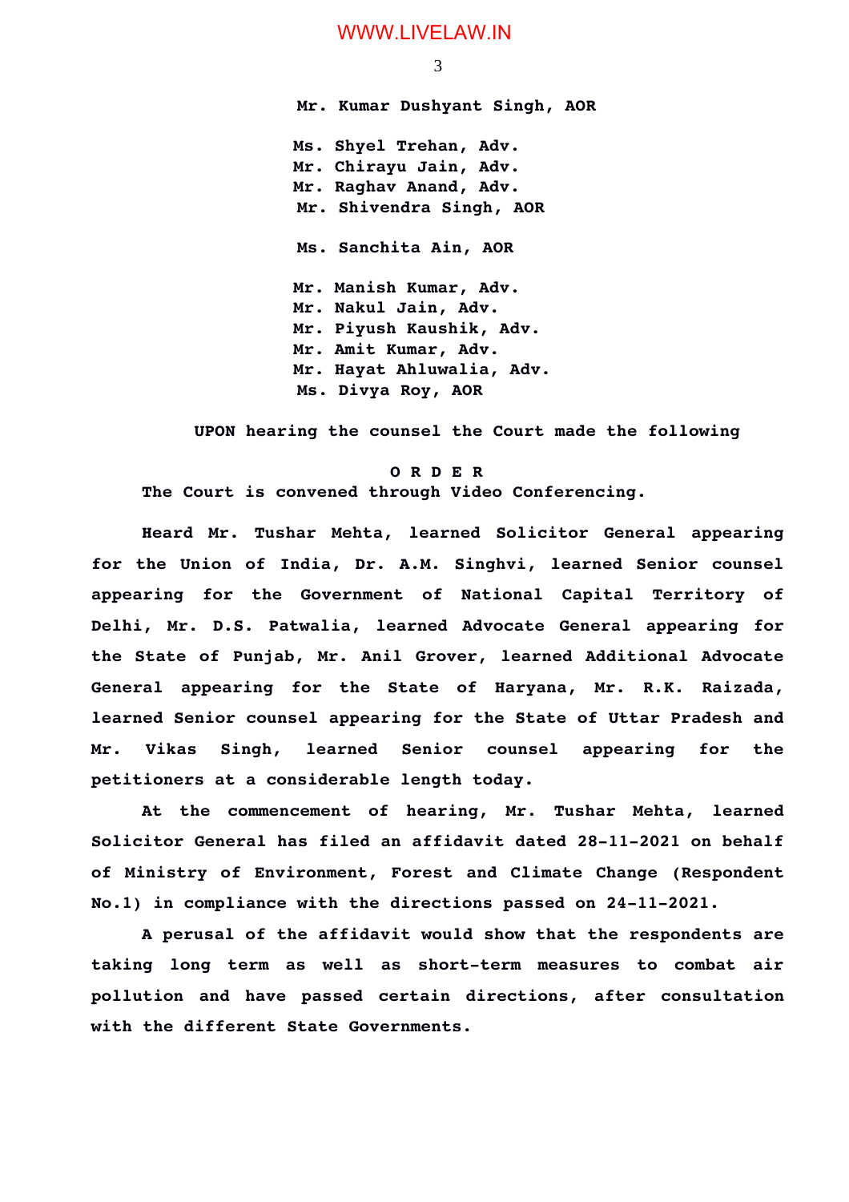**Mr. Kumar Dushyant Singh, AOR**

**Ms. Shyel Trehan, Adv.**
**Mr. Chirayu Jain, Adv.**
**Mr. Raghav Anand, Adv.**
**Mr. Shivendra Singh, AOR**

**Ms. Sanchita Ain, AOR**

**Mr. Manish Kumar, Adv.**
**Mr. Nakul Jain, Adv.**
**Mr. Piyush Kaushik, Adv.**
**Mr. Amit Kumar, Adv.**
**Mr. Hayat Ahluwalia, Adv.**
**Ms. Divya Roy, AOR**

**UPON hearing the counsel the Court made the following**

**O R D E R**

**The Court is convened through Video Conferencing.**

**Heard Mr. Tushar Mehta, learned Solicitor General appearing for the Union of India, Dr. A.M. Singhvi, learned Senior counsel appearing for the Government of National Capital Territory of Delhi, Mr. D.S. Patwalia, learned Advocate General appearing for the State of Punjab, Mr. Anil Grover, learned Additional Advocate General appearing for the State of Haryana, Mr. R.K. Raizada, learned Senior counsel appearing for the State of Uttar Pradesh and Mr. Vikas Singh, learned Senior counsel appearing for the petitioners at a considerable length today.**

**At the commencement of hearing, Mr. Tushar Mehta, learned Solicitor General has filed an affidavit dated 28-11-2021 on behalf of Ministry of Environment, Forest and Climate Change (Respondent No.1) in compliance with the directions passed on 24-11-2021.**

**A perusal of the affidavit would show that the respondents are taking long term as well as short-term measures to combat air pollution and have passed certain directions, after consultation with the different State Governments.**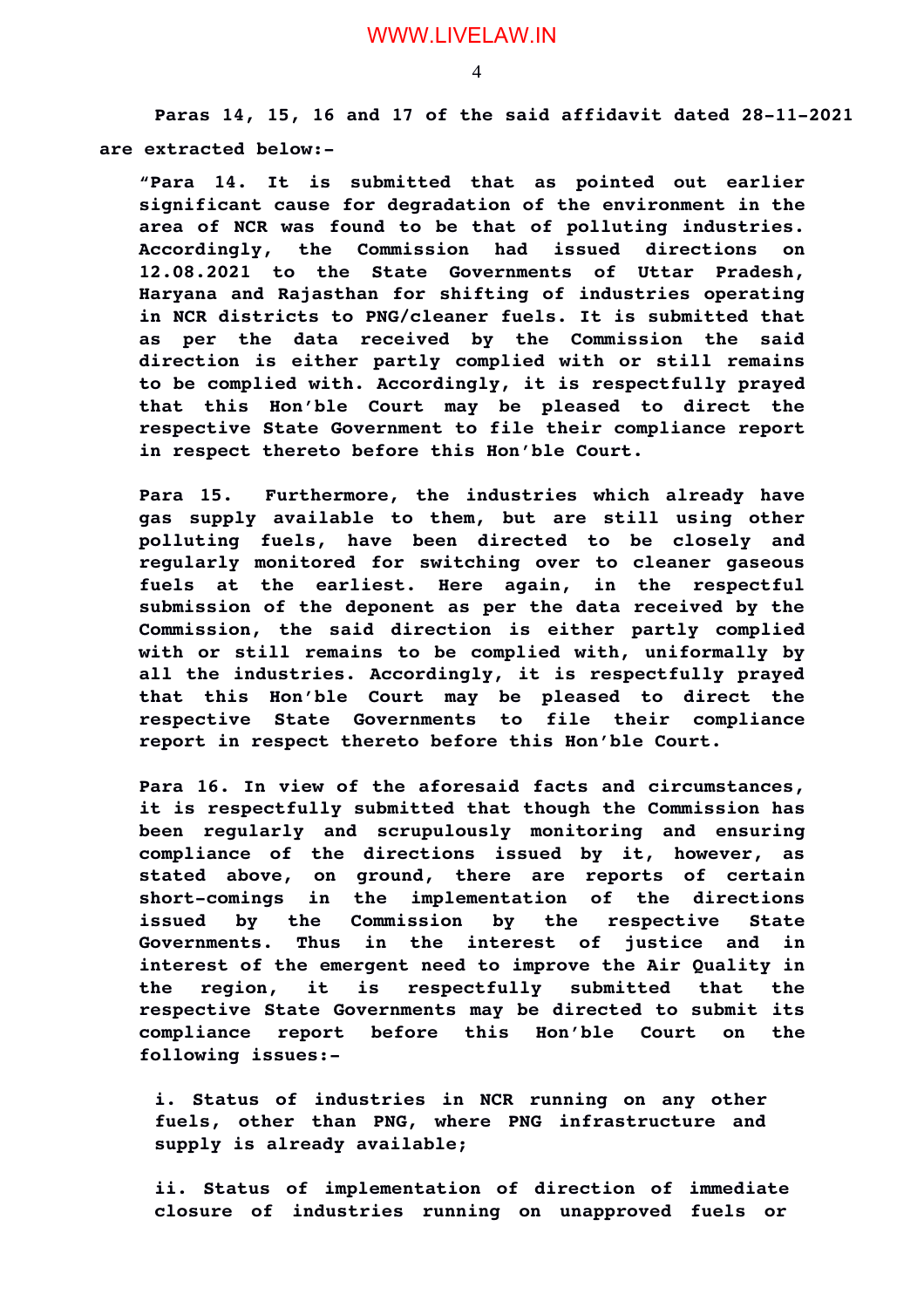**Paras 14, 15, 16 and 17 of the said affidavit dated 28-11-2021 are extracted below:-**

> **"Para 14. It is submitted that as pointed out earlier significant cause for degradation of the environment in the area of NCR was found to be that of polluting industries. Accordingly, the Commission had issued directions on 12.08.2021 to the State Governments of Uttar Pradesh, Haryana and Rajasthan for shifting of industries operating in NCR districts to PNG/cleaner fuels. It is submitted that as per the data received by the Commission the said direction is either partly complied with or still remains to be complied with. Accordingly, it is respectfully prayed that this Hon'ble Court may be pleased to direct the respective State Government to file their compliance report in respect thereto before this Hon'ble Court.**
>
> **Para 15. Furthermore, the industries which already have gas supply available to them, but are still using other polluting fuels, have been directed to be closely and regularly monitored for switching over to cleaner gaseous fuels at the earliest. Here again, in the respectful submission of the deponent as per the data received by the Commission, the said direction is either partly complied with or still remains to be complied with, uniformally by all the industries. Accordingly, it is respectfully prayed that this Hon'ble Court may be pleased to direct the respective State Governments to file their compliance report in respect thereto before this Hon'ble Court.**
>
> **Para 16. In view of the aforesaid facts and circumstances, it is respectfully submitted that though the Commission has been regularly and scrupulously monitoring and ensuring compliance of the directions issued by it, however, as stated above, on ground, there are reports of certain short-comings in the implementation of the directions issued by the Commission by the respective State Governments. Thus in the interest of justice and in interest of the emergent need to improve the Air Quality in the region, it is respectfully submitted that the respective State Governments may be directed to submit its compliance report before this Hon'ble Court on the following issues:-**
>
> > **i. Status of industries in NCR running on any other fuels, other than PNG, where PNG infrastructure and supply is already available;**
> >
> > **ii. Status of implementation of direction of immediate closure of industries running on unapproved fuels or**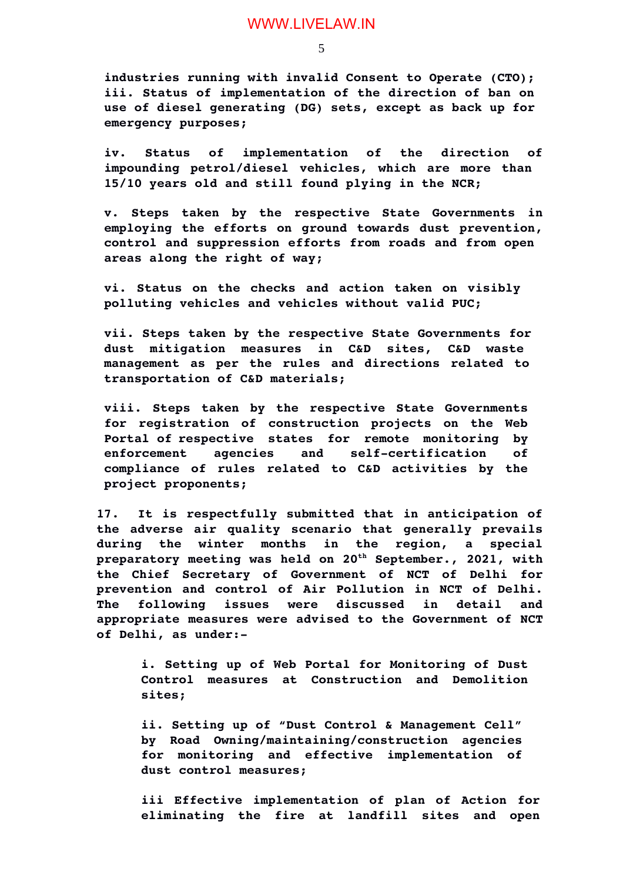**industries running with invalid Consent to Operate (CTO);**

**iii. Status of implementation of the direction of ban on use of diesel generating (DG) sets, except as back up for emergency purposes;**

**iv. Status of implementation of the direction of impounding petrol/diesel vehicles, which are more than 15/10 years old and still found plying in the NCR;**

**v. Steps taken by the respective State Governments in employing the efforts on ground towards dust prevention, control and suppression efforts from roads and from open areas along the right of way;**

**vi. Status on the checks and action taken on visibly polluting vehicles and vehicles without valid PUC;**

**vii. Steps taken by the respective State Governments for dust mitigation measures in C&D sites, C&D waste management as per the rules and directions related to transportation of C&D materials;**

**viii. Steps taken by the respective State Governments for registration of construction projects on the Web Portal of respective states for remote monitoring by enforcement agencies and self-certification of compliance of rules related to C&D activities by the project proponents;**

**17. It is respectfully submitted that in anticipation of the adverse air quality scenario that generally prevails during the winter months in the region, a special preparatory meeting was held on 20th September., 2021, with the Chief Secretary of Government of NCT of Delhi for prevention and control of Air Pollution in NCT of Delhi. The following issues were discussed in detail and appropriate measures were advised to the Government of NCT of Delhi, as under:-**

**i. Setting up of Web Portal for Monitoring of Dust Control measures at Construction and Demolition sites;**

**ii. Setting up of "Dust Control & Management Cell" by Road Owning/maintaining/construction agencies for monitoring and effective implementation of dust control measures;**

**iii Effective implementation of plan of Action for eliminating the fire at landfill sites and open**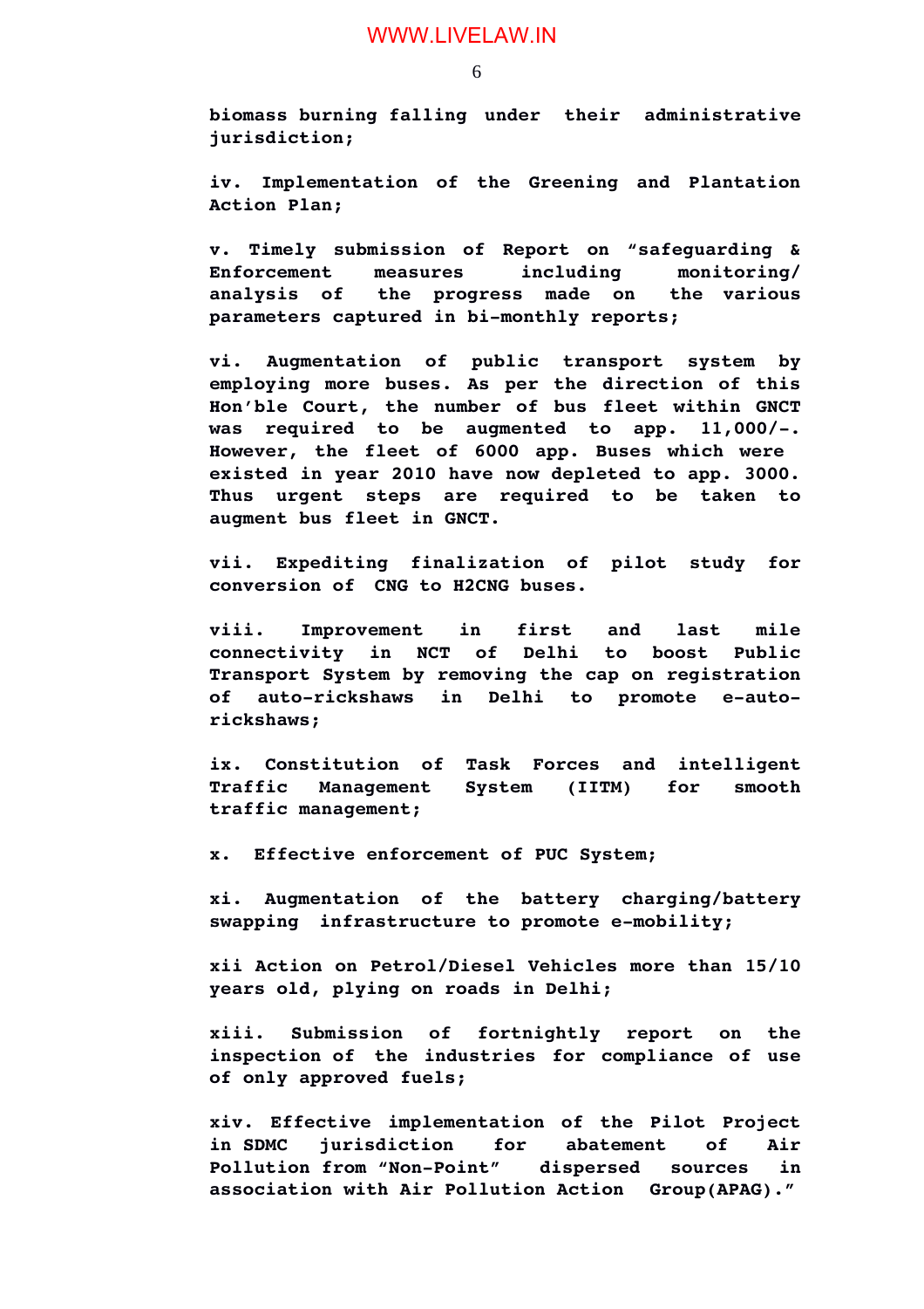**biomass burning falling under their administrative jurisdiction;**

**iv. Implementation of the Greening and Plantation Action Plan;**

**v. Timely submission of Report on "safeguarding & Enforcement measures including monitoring/ analysis of the progress made on the various parameters captured in bi-monthly reports;**

**vi. Augmentation of public transport system by employing more buses. As per the direction of this Hon'ble Court, the number of bus fleet within GNCT was required to be augmented to app. 11,000/-. However, the fleet of 6000 app. Buses which were existed in year 2010 have now depleted to app. 3000. Thus urgent steps are required to be taken to augment bus fleet in GNCT.**

**vii. Expediting finalization of pilot study for conversion of CNG to H2CNG buses.**

**viii. Improvement in first and last mile connectivity in NCT of Delhi to boost Public Transport System by removing the cap on registration of auto-rickshaws in Delhi to promote e-auto-rickshaws;**

**ix. Constitution of Task Forces and intelligent Traffic Management System (IITM) for smooth traffic management;**

**x. Effective enforcement of PUC System;**

**xi. Augmentation of the battery charging/battery swapping infrastructure to promote e-mobility;**

**xii Action on Petrol/Diesel Vehicles more than 15/10 years old, plying on roads in Delhi;**

**xiii. Submission of fortnightly report on the inspection of the industries for compliance of use of only approved fuels;**

**xiv. Effective implementation of the Pilot Project in SDMC jurisdiction for abatement of Air Pollution from "Non-Point" dispersed sources in association with Air Pollution Action Group(APAG)."**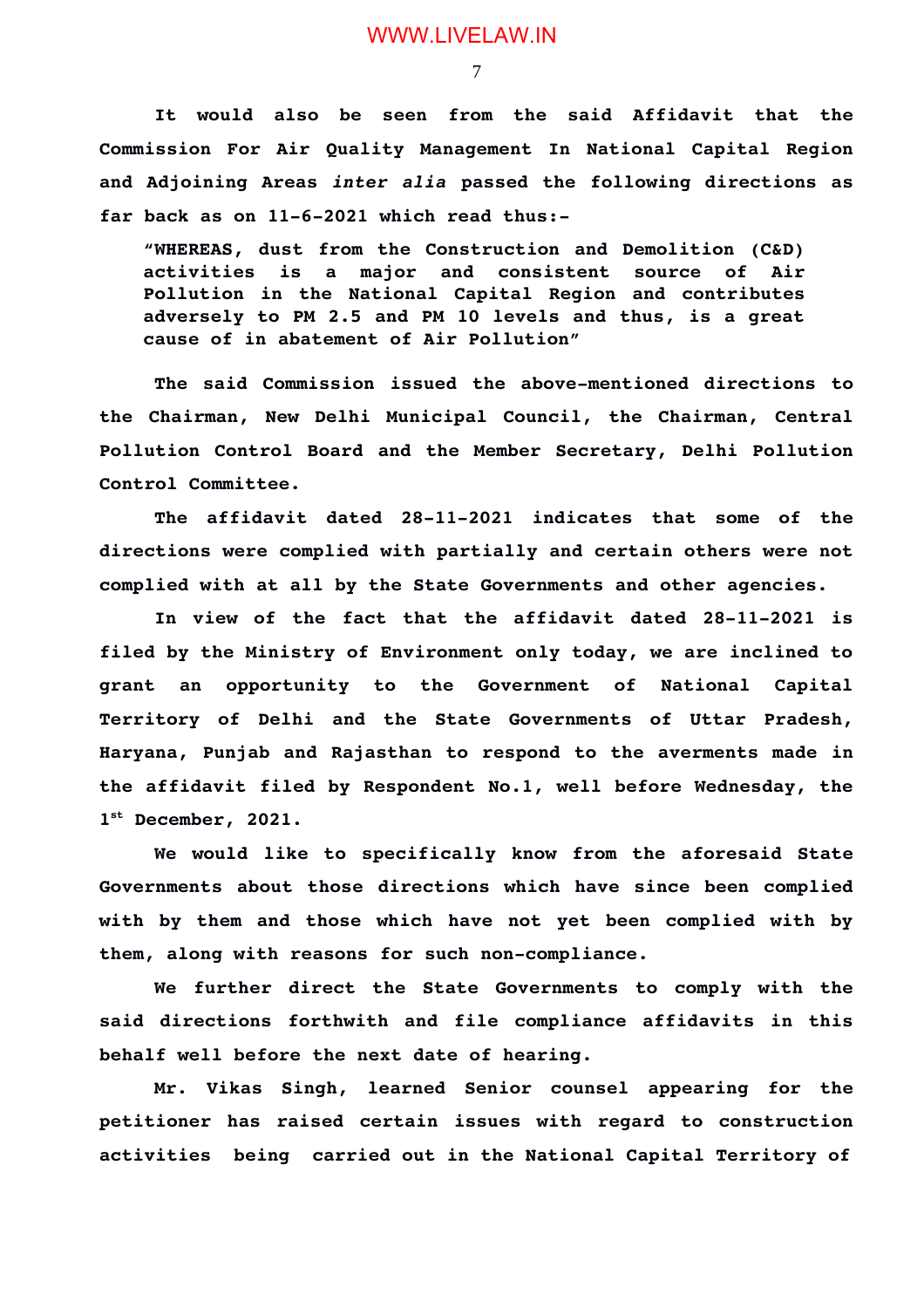**It would also be seen from the said Affidavit that the Commission For Air Quality Management In National Capital Region and Adjoining Areas *inter alia* passed the following directions as far back as on 11-6-2021 which read thus:-**

> **"WHEREAS, dust from the Construction and Demolition (C&D) activities is a major and consistent source of Air Pollution in the National Capital Region and contributes adversely to PM 2.5 and PM 10 levels and thus, is a great cause of in abatement of Air Pollution"**

**The said Commission issued the above-mentioned directions to the Chairman, New Delhi Municipal Council, the Chairman, Central Pollution Control Board and the Member Secretary, Delhi Pollution Control Committee.**

**The affidavit dated 28-11-2021 indicates that some of the directions were complied with partially and certain others were not complied with at all by the State Governments and other agencies.**

**In view of the fact that the affidavit dated 28-11-2021 is filed by the Ministry of Environment only today, we are inclined to grant an opportunity to the Government of National Capital Territory of Delhi and the State Governments of Uttar Pradesh, Haryana, Punjab and Rajasthan to respond to the averments made in the affidavit filed by Respondent No.1, well before Wednesday, the 1st December, 2021.**

**We would like to specifically know from the aforesaid State Governments about those directions which have since been complied with by them and those which have not yet been complied with by them, along with reasons for such non-compliance.**

**We further direct the State Governments to comply with the said directions forthwith and file compliance affidavits in this behalf well before the next date of hearing.**

**Mr. Vikas Singh, learned Senior counsel appearing for the petitioner has raised certain issues with regard to construction activities being carried out in the National Capital Territory of**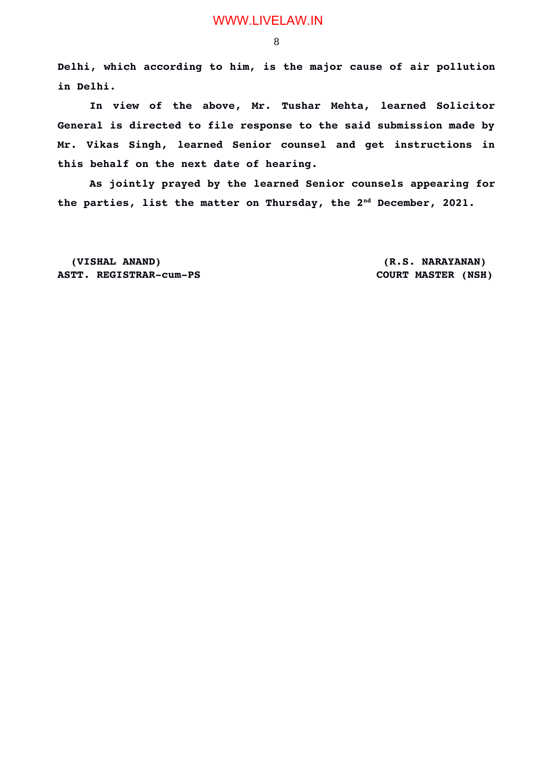**Delhi, which according to him, is the major cause of air pollution in Delhi.**

**In view of the above, Mr. Tushar Mehta, learned Solicitor General is directed to file response to the said submission made by Mr. Vikas Singh, learned Senior counsel and get instructions in this behalf on the next date of hearing.**

**As jointly prayed by the learned Senior counsels appearing for the parties, list the matter on Thursday, the 2nd December, 2021.**

**(VISHAL ANAND)**
**ASTT. REGISTRAR-cum-PS**

**(R.S. NARAYANAN)**
**COURT MASTER (NSH)**